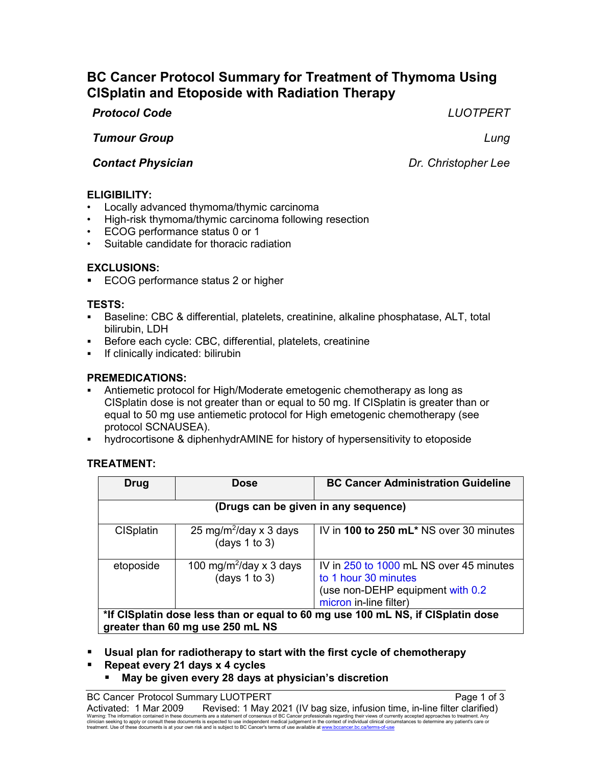# BC Cancer Protocol Summary for Treatment of Thymoma Using CISplatin and Etoposide with Radiation Therapy

| | |
|---|---|
| ***Protocol Code*** | *LUOTPERT* |
| ***Tumour Group*** | *Lung* |
| ***Contact Physician*** | *Dr. Christopher Lee* |

## ELIGIBILITY:

- Locally advanced thymoma/thymic carcinoma
- High-risk thymoma/thymic carcinoma following resection
- ECOG performance status 0 or 1
- Suitable candidate for thoracic radiation

## EXCLUSIONS:

- ECOG performance status 2 or higher

## TESTS:

- Baseline: CBC & differential, platelets, creatinine, alkaline phosphatase, ALT, total bilirubin, LDH
- Before each cycle: CBC, differential, platelets, creatinine
- If clinically indicated: bilirubin

## PREMEDICATIONS:

- Antiemetic protocol for High/Moderate emetogenic chemotherapy as long as CISplatin dose is not greater than or equal to 50 mg. If CISplatin is greater than or equal to 50 mg use antiemetic protocol for High emetogenic chemotherapy (see protocol SCNAUSEA).
- hydrocortisone & diphenhydrAMINE for history of hypersensitivity to etoposide

## TREATMENT:

| Drug | Dose | BC Cancer Administration Guideline |
|---|---|---|
| **(Drugs can be given in any sequence)** | | |
| CISplatin | 25 mg/m$^2$/day x 3 days (days 1 to 3) | IV in **100 to 250 mL*** NS over 30 minutes |
| etoposide | 100 mg/m$^2$/day x 3 days (days 1 to 3) | IV in 250 to 1000 mL NS over 45 minutes to 1 hour 30 minutes (use non-DEHP equipment with 0.2 micron in-line filter) |
| ***If CISplatin dose less than or equal to 60 mg use 100 mL NS, if CISplatin dose greater than 60 mg use 250 mL NS** | | |

- **Usual plan for radiotherapy to start with the first cycle of chemotherapy**
- **Repeat every 21 days x 4 cycles**
  - **May be given every 28 days at physician's discretion**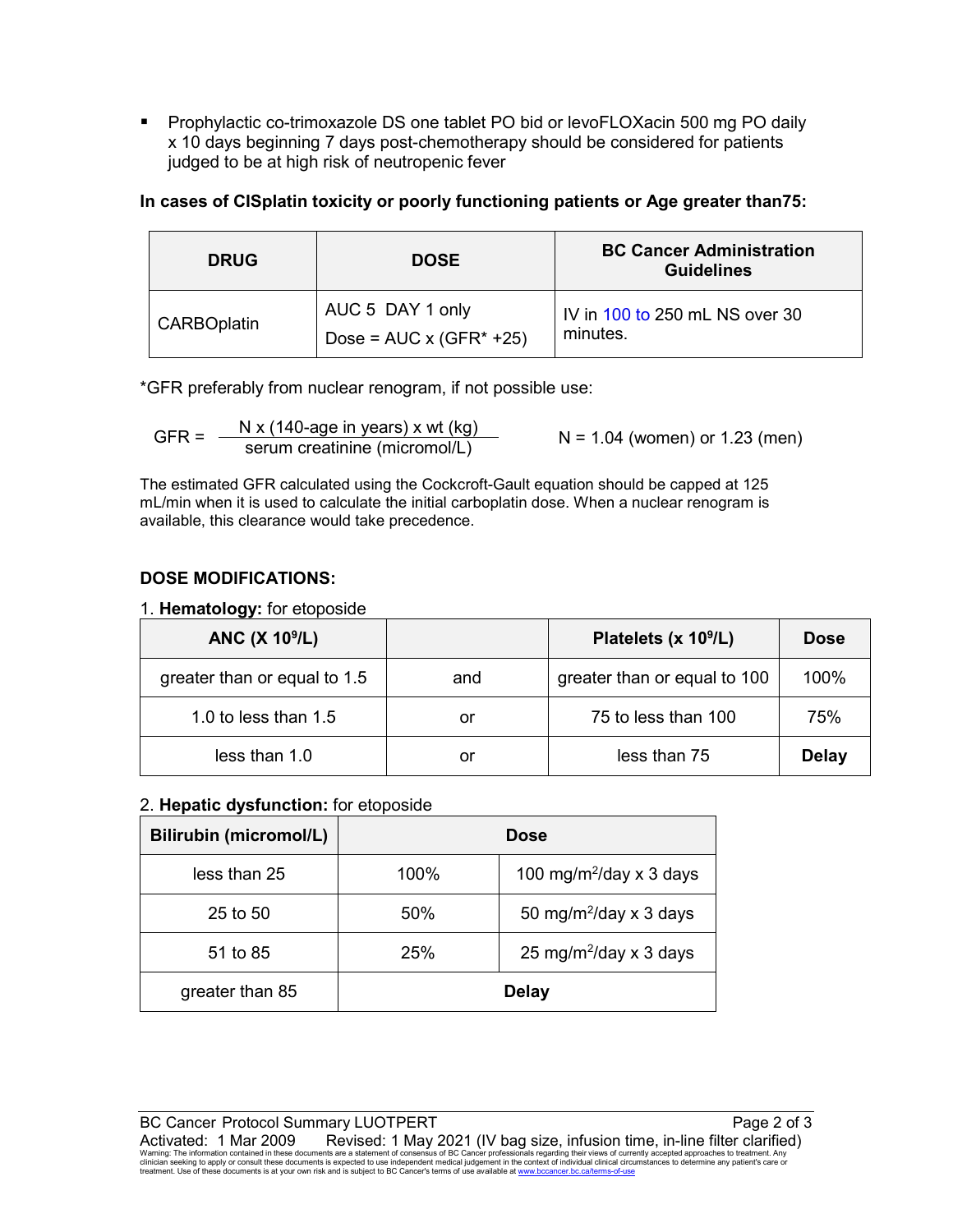- Prophylactic co-trimoxazole DS one tablet PO bid or levoFLOXacin 500 mg PO daily x 10 days beginning 7 days post-chemotherapy should be considered for patients judged to be at high risk of neutropenic fever

**In cases of CISplatin toxicity or poorly functioning patients or Age greater than75:**

| DRUG | DOSE | BC Cancer Administration Guidelines |
|---|---|---|
| CARBOplatin | AUC 5 DAY 1 only<br>Dose = AUC x (GFR* +25) | IV in 100 to 250 mL NS over 30 minutes. |

*GFR preferably from nuclear renogram, if not possible use:

$$GFR = \frac{N \times (140 - \text{age in years}) \times \text{wt (kg)}}{\text{serum creatinine (micromol/L)}} \qquad N = 1.04 \text{ (women) or } 1.23 \text{ (men)}$$

The estimated GFR calculated using the Cockcroft-Gault equation should be capped at 125 mL/min when it is used to calculate the initial carboplatin dose. When a nuclear renogram is available, this clearance would take precedence.

## DOSE MODIFICATIONS:

1. **Hematology:** for etoposide

| ANC ($\times 10^9$/L) | | Platelets ($\times 10^9$/L) | Dose |
|---|---|---|---|
| greater than or equal to 1.5 | and | greater than or equal to 100 | 100% |
| 1.0 to less than 1.5 | or | 75 to less than 100 | 75% |
| less than 1.0 | or | less than 75 | **Delay** |

2. **Hepatic dysfunction:** for etoposide

| Bilirubin (micromol/L) | Dose | |
|---|---|---|
| less than 25 | 100% | 100 mg/m$^2$/day x 3 days |
| 25 to 50 | 50% | 50 mg/m$^2$/day x 3 days |
| 51 to 85 | 25% | 25 mg/m$^2$/day x 3 days |
| greater than 85 | **Delay** | |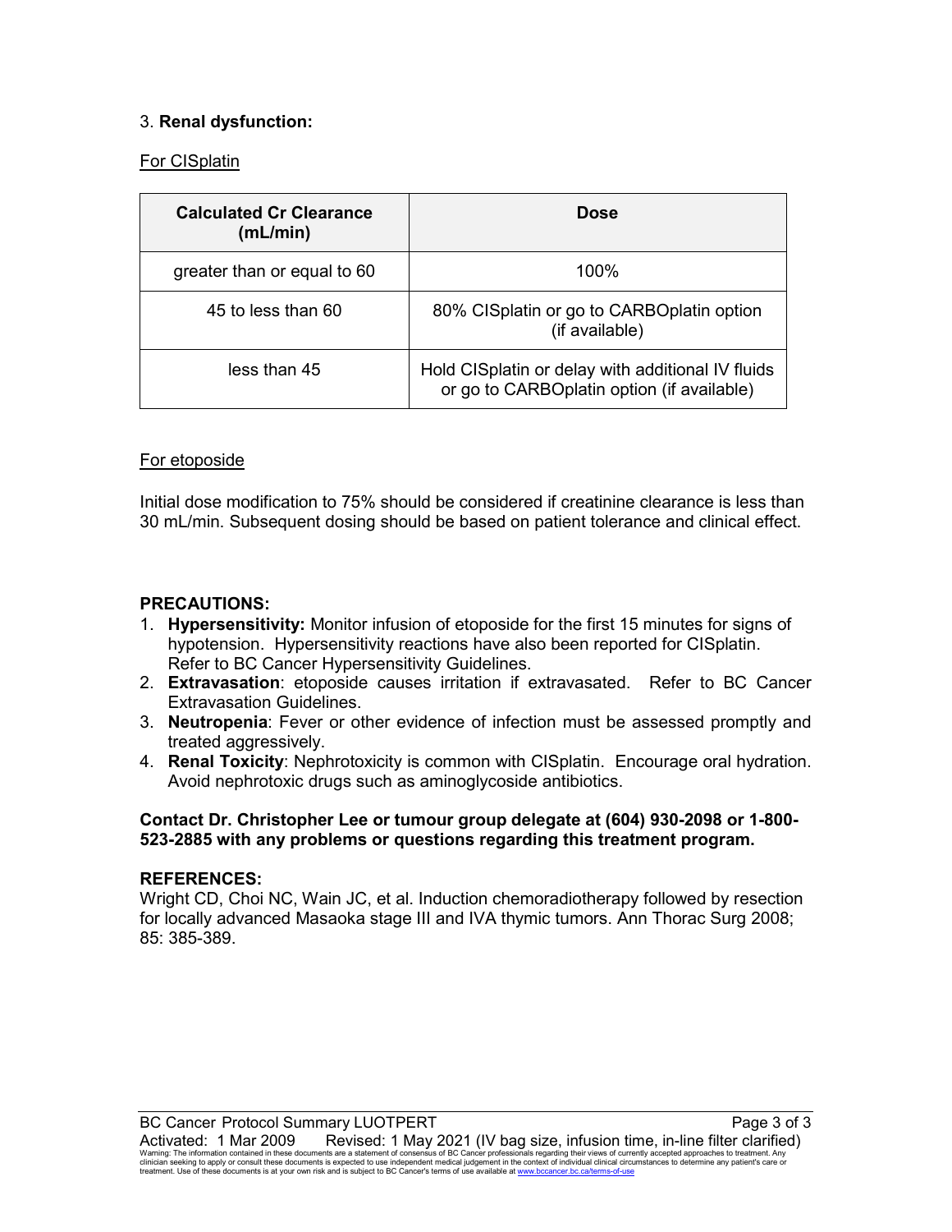3. **Renal dysfunction:**

For CISplatin

| Calculated Cr Clearance (mL/min) | Dose |
|---|---|
| greater than or equal to 60 | 100% |
| 45 to less than 60 | 80% CISplatin or go to CARBOplatin option (if available) |
| less than 45 | Hold CISplatin or delay with additional IV fluids or go to CARBOplatin option (if available) |

For etoposide

Initial dose modification to 75% should be considered if creatinine clearance is less than 30 mL/min. Subsequent dosing should be based on patient tolerance and clinical effect.

**PRECAUTIONS:**

1. **Hypersensitivity:** Monitor infusion of etoposide for the first 15 minutes for signs of hypotension. Hypersensitivity reactions have also been reported for CISplatin. Refer to BC Cancer Hypersensitivity Guidelines.
2. **Extravasation**: etoposide causes irritation if extravasated. Refer to BC Cancer Extravasation Guidelines.
3. **Neutropenia**: Fever or other evidence of infection must be assessed promptly and treated aggressively.
4. **Renal Toxicity**: Nephrotoxicity is common with CISplatin. Encourage oral hydration. Avoid nephrotoxic drugs such as aminoglycoside antibiotics.

**Contact Dr. Christopher Lee or tumour group delegate at (604) 930-2098 or 1-800-523-2885 with any problems or questions regarding this treatment program.**

**REFERENCES:**

Wright CD, Choi NC, Wain JC, et al. Induction chemoradiotherapy followed by resection for locally advanced Masaoka stage III and IVA thymic tumors. Ann Thorac Surg 2008; 85: 385-389.